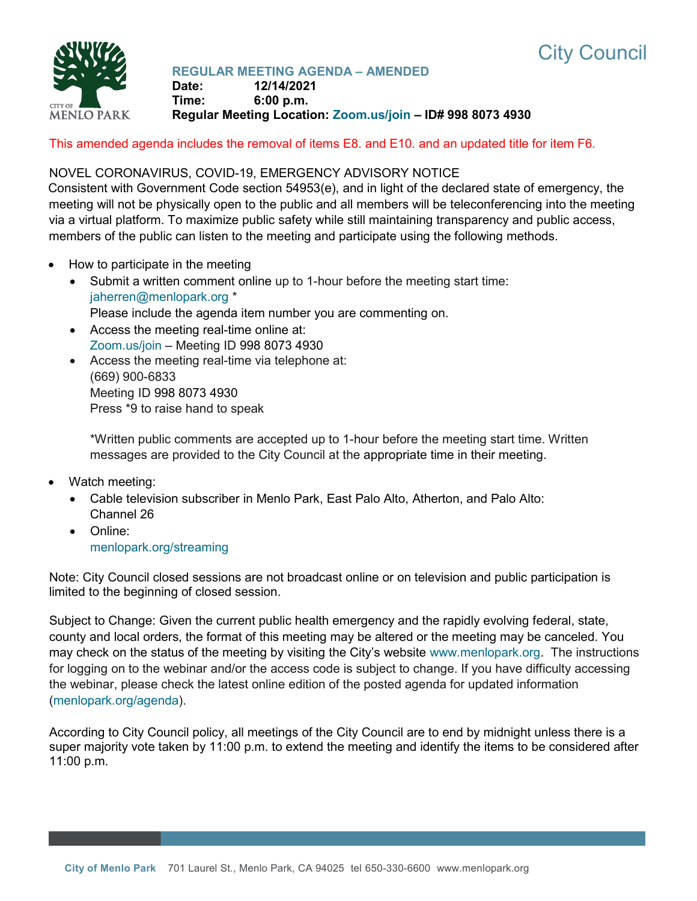# City Council

**REGULAR MEETING AGENDA – AMENDED**
**Date:** 12/14/2021
**Time:** 6:00 p.m.
**Regular Meeting Location: Zoom.us/join – ID# 998 8073 4930**

This amended agenda includes the removal of items E8. and E10. and an updated title for item F6.

NOVEL CORONAVIRUS, COVID-19, EMERGENCY ADVISORY NOTICE
Consistent with Government Code section 54953(e), and in light of the declared state of emergency, the meeting will not be physically open to the public and all members will be teleconferencing into the meeting via a virtual platform. To maximize public safety while still maintaining transparency and public access, members of the public can listen to the meeting and participate using the following methods.

- How to participate in the meeting
  - Submit a written comment online up to 1-hour before the meeting start time:
    jaherren@menlopark.org *
    Please include the agenda item number you are commenting on.
  - Access the meeting real-time online at:
    Zoom.us/join – Meeting ID 998 8073 4930
  - Access the meeting real-time via telephone at:
    (669) 900-6833
    Meeting ID 998 8073 4930
    Press *9 to raise hand to speak

    *Written public comments are accepted up to 1-hour before the meeting start time. Written messages are provided to the City Council at the appropriate time in their meeting.

- Watch meeting:
  - Cable television subscriber in Menlo Park, East Palo Alto, Atherton, and Palo Alto:
    Channel 26
  - Online:
    menlopark.org/streaming

Note: City Council closed sessions are not broadcast online or on television and public participation is limited to the beginning of closed session.

Subject to Change: Given the current public health emergency and the rapidly evolving federal, state, county and local orders, the format of this meeting may be altered or the meeting may be canceled. You may check on the status of the meeting by visiting the City's website www.menlopark.org. The instructions for logging on to the webinar and/or the access code is subject to change. If you have difficulty accessing the webinar, please check the latest online edition of the posted agenda for updated information (menlopark.org/agenda).

According to City Council policy, all meetings of the City Council are to end by midnight unless there is a super majority vote taken by 11:00 p.m. to extend the meeting and identify the items to be considered after 11:00 p.m.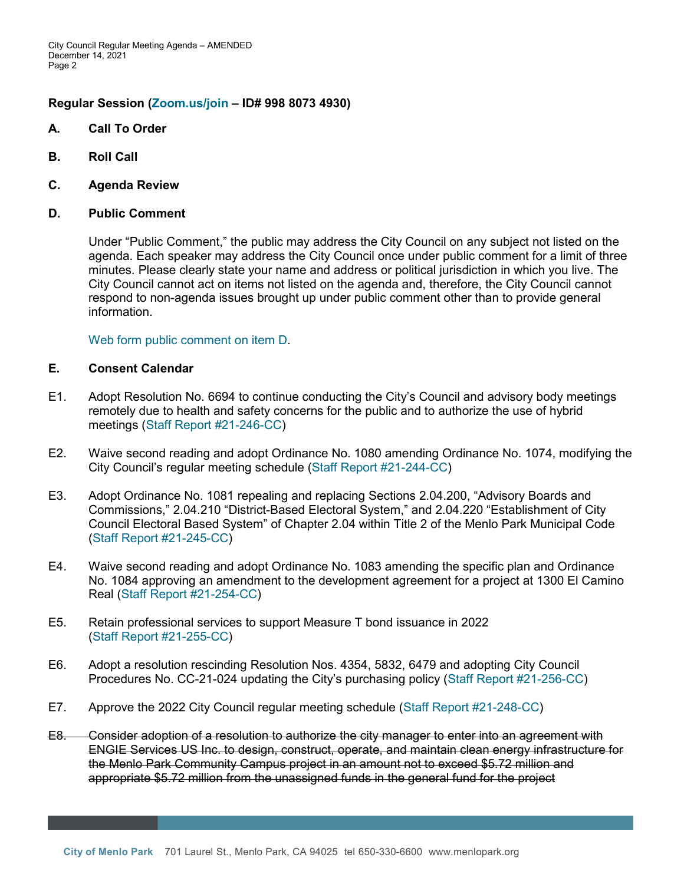**Regular Session (Zoom.us/join – ID# 998 8073 4930)**

**A. Call To Order**

**B. Roll Call**

**C. Agenda Review**

**D. Public Comment**

Under "Public Comment," the public may address the City Council on any subject not listed on the agenda. Each speaker may address the City Council once under public comment for a limit of three minutes. Please clearly state your name and address or political jurisdiction in which you live. The City Council cannot act on items not listed on the agenda and, therefore, the City Council cannot respond to non-agenda issues brought up under public comment other than to provide general information.

Web form public comment on item D.

**E. Consent Calendar**

E1. Adopt Resolution No. 6694 to continue conducting the City's Council and advisory body meetings remotely due to health and safety concerns for the public and to authorize the use of hybrid meetings (Staff Report #21-246-CC)

E2. Waive second reading and adopt Ordinance No. 1080 amending Ordinance No. 1074, modifying the City Council's regular meeting schedule (Staff Report #21-244-CC)

E3. Adopt Ordinance No. 1081 repealing and replacing Sections 2.04.200, "Advisory Boards and Commissions," 2.04.210 "District-Based Electoral System," and 2.04.220 "Establishment of City Council Electoral Based System" of Chapter 2.04 within Title 2 of the Menlo Park Municipal Code (Staff Report #21-245-CC)

E4. Waive second reading and adopt Ordinance No. 1083 amending the specific plan and Ordinance No. 1084 approving an amendment to the development agreement for a project at 1300 El Camino Real (Staff Report #21-254-CC)

E5. Retain professional services to support Measure T bond issuance in 2022 (Staff Report #21-255-CC)

E6. Adopt a resolution rescinding Resolution Nos. 4354, 5832, 6479 and adopting City Council Procedures No. CC-21-024 updating the City's purchasing policy (Staff Report #21-256-CC)

E7. Approve the 2022 City Council regular meeting schedule (Staff Report #21-248-CC)

~~E8. Consider adoption of a resolution to authorize the city manager to enter into an agreement with ENGIE Services US Inc. to design, construct, operate, and maintain clean energy infrastructure for the Menlo Park Community Campus project in an amount not to exceed $5.72 million and appropriate $5.72 million from the unassigned funds in the general fund for the project~~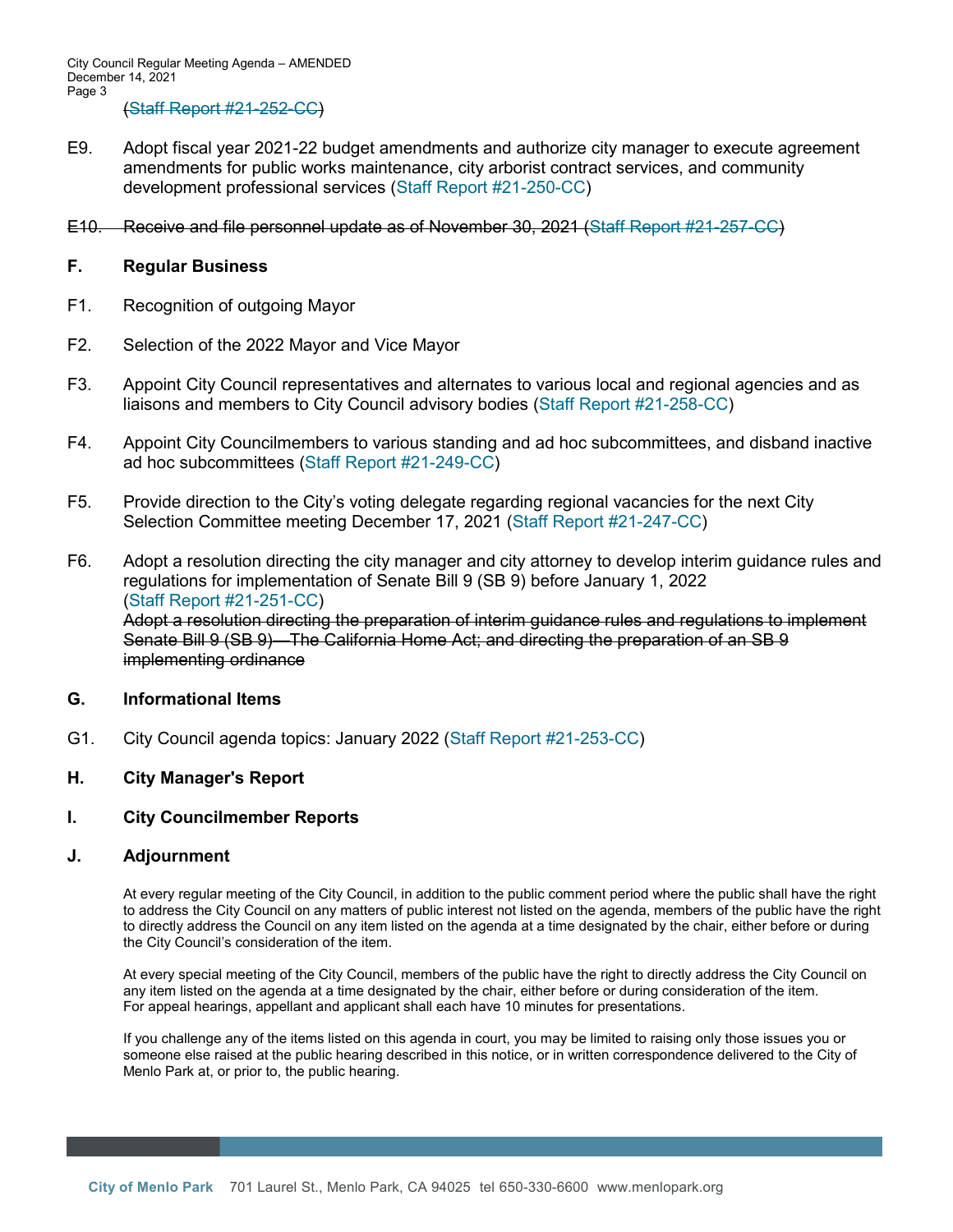~~(Staff Report #21-252-CC)~~

E9. Adopt fiscal year 2021-22 budget amendments and authorize city manager to execute agreement amendments for public works maintenance, city arborist contract services, and community development professional services (Staff Report #21-250-CC)

~~E10. Receive and file personnel update as of November 30, 2021 (Staff Report #21-257-CC)~~

## F. Regular Business

F1. Recognition of outgoing Mayor

F2. Selection of the 2022 Mayor and Vice Mayor

F3. Appoint City Council representatives and alternates to various local and regional agencies and as liaisons and members to City Council advisory bodies (Staff Report #21-258-CC)

F4. Appoint City Councilmembers to various standing and ad hoc subcommittees, and disband inactive ad hoc subcommittees (Staff Report #21-249-CC)

F5. Provide direction to the City's voting delegate regarding regional vacancies for the next City Selection Committee meeting December 17, 2021 (Staff Report #21-247-CC)

F6. Adopt a resolution directing the city manager and city attorney to develop interim guidance rules and regulations for implementation of Senate Bill 9 (SB 9) before January 1, 2022 (Staff Report #21-251-CC)
~~Adopt a resolution directing the preparation of interim guidance rules and regulations to implement Senate Bill 9 (SB 9)—The California Home Act; and directing the preparation of an SB 9 implementing ordinance~~

## G. Informational Items

G1. City Council agenda topics: January 2022 (Staff Report #21-253-CC)

## H. City Manager's Report

## I. City Councilmember Reports

## J. Adjournment

At every regular meeting of the City Council, in addition to the public comment period where the public shall have the right to address the City Council on any matters of public interest not listed on the agenda, members of the public have the right to directly address the Council on any item listed on the agenda at a time designated by the chair, either before or during the City Council's consideration of the item.

At every special meeting of the City Council, members of the public have the right to directly address the City Council on any item listed on the agenda at a time designated by the chair, either before or during consideration of the item. For appeal hearings, appellant and applicant shall each have 10 minutes for presentations.

If you challenge any of the items listed on this agenda in court, you may be limited to raising only those issues you or someone else raised at the public hearing described in this notice, or in written correspondence delivered to the City of Menlo Park at, or prior to, the public hearing.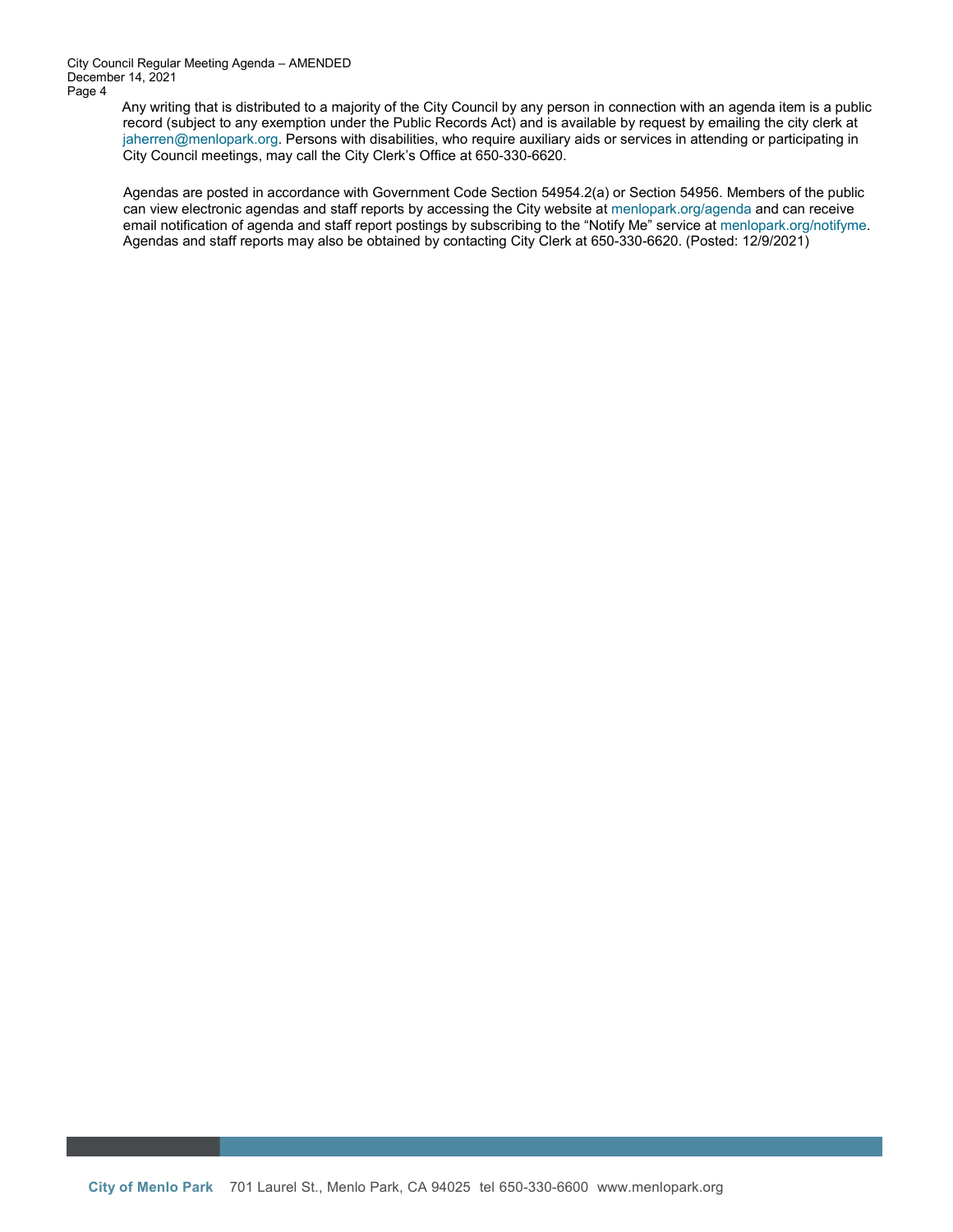Any writing that is distributed to a majority of the City Council by any person in connection with an agenda item is a public record (subject to any exemption under the Public Records Act) and is available by request by emailing the city clerk at jaherren@menlopark.org. Persons with disabilities, who require auxiliary aids or services in attending or participating in City Council meetings, may call the City Clerk's Office at 650-330-6620.

Agendas are posted in accordance with Government Code Section 54954.2(a) or Section 54956. Members of the public can view electronic agendas and staff reports by accessing the City website at menlopark.org/agenda and can receive email notification of agenda and staff report postings by subscribing to the "Notify Me" service at menlopark.org/notifyme. Agendas and staff reports may also be obtained by contacting City Clerk at 650-330-6620. (Posted: 12/9/2021)